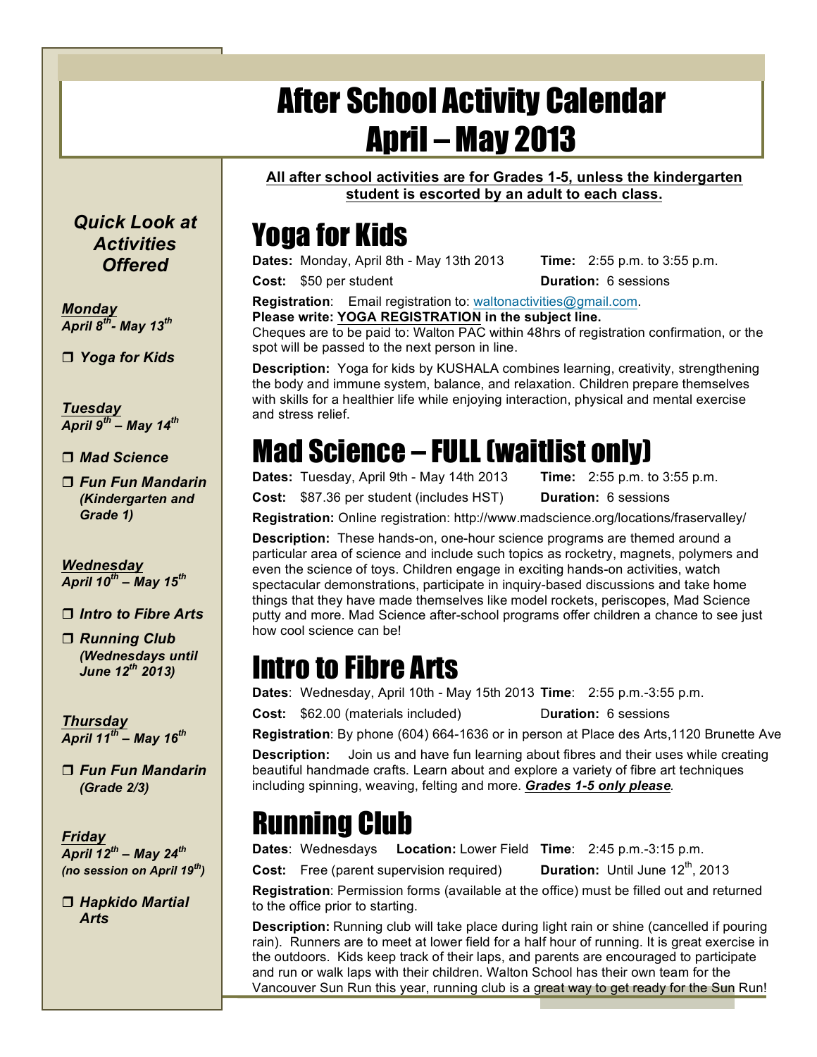# After School Activity Calendar
# April – May 2013

### Quick Look at Activities Offered

***Monday***
***April 8th - May 13th***

- ***Yoga for Kids***

***Tuesday***
***April 9th – May 14th***

- ***Mad Science***
- ***Fun Fun Mandarin (Kindergarten and Grade 1)***

***Wednesday***
***April 10th – May 15th***

- ***Intro to Fibre Arts***
- ***Running Club (Wednesdays until June 12th 2013)***

***Thursday***
***April 11th – May 16th***

- ***Fun Fun Mandarin (Grade 2/3)***

***Friday***
***April 12th – May 24th***
***(no session on April 19th)***

- ***Hapkido Martial Arts***

**All after school activities are for Grades 1-5, unless the kindergarten student is escorted by an adult to each class.**

## Yoga for Kids

**Dates:** Monday, April 8th - May 13th 2013 **Time:** 2:55 p.m. to 3:55 p.m.

**Cost:** $50 per student **Duration:** 6 sessions

**Registration**: Email registration to: waltonactivities@gmail.com.
**Please write: YOGA REGISTRATION in the subject line.**
Cheques are to be paid to: Walton PAC within 48hrs of registration confirmation, or the spot will be passed to the next person in line.

**Description:** Yoga for kids by KUSHALA combines learning, creativity, strengthening the body and immune system, balance, and relaxation. Children prepare themselves with skills for a healthier life while enjoying interaction, physical and mental exercise and stress relief.

## Mad Science – FULL (waitlist only)

**Dates:** Tuesday, April 9th - May 14th 2013 **Time:** 2:55 p.m. to 3:55 p.m.

**Cost:** $87.36 per student (includes HST) **Duration:** 6 sessions

**Registration:** Online registration: http://www.madscience.org/locations/fraservalley/

**Description:** These hands-on, one-hour science programs are themed around a particular area of science and include such topics as rocketry, magnets, polymers and even the science of toys. Children engage in exciting hands-on activities, watch spectacular demonstrations, participate in inquiry-based discussions and take home things that they have made themselves like model rockets, periscopes, Mad Science putty and more. Mad Science after-school programs offer children a chance to see just how cool science can be!

## Intro to Fibre Arts

**Dates**: Wednesday, April 10th - May 15th 2013 **Time**: 2:55 p.m.-3:55 p.m.

**Cost:** $62.00 (materials included) **Duration:** 6 sessions

**Registration**: By phone (604) 664-1636 or in person at Place des Arts,1120 Brunette Ave

**Description:** Join us and have fun learning about fibres and their uses while creating beautiful handmade crafts. Learn about and explore a variety of fibre art techniques including spinning, weaving, felting and more. ***Grades 1-5 only please***.

## Running Club

**Dates**: Wednesdays **Location:** Lower Field **Time**: 2:45 p.m.-3:15 p.m.

**Cost:** Free (parent supervision required) **Duration:** Until June 12th, 2013

**Registration**: Permission forms (available at the office) must be filled out and returned to the office prior to starting.

**Description:** Running club will take place during light rain or shine (cancelled if pouring rain). Runners are to meet at lower field for a half hour of running. It is great exercise in the outdoors. Kids keep track of their laps, and parents are encouraged to participate and run or walk laps with their children. Walton School has their own team for the Vancouver Sun Run this year, running club is a great way to get ready for the Sun Run!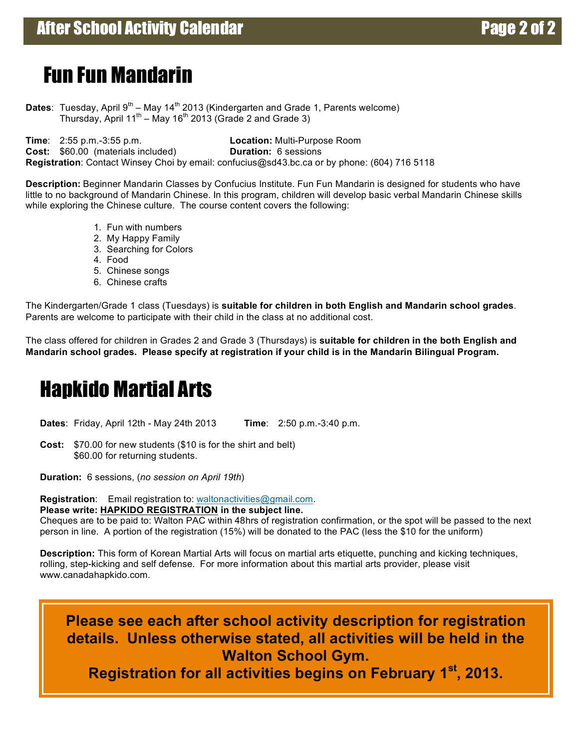# Fun Fun Mandarin

**Dates**: Tuesday, April 9th – May 14th 2013 (Kindergarten and Grade 1, Parents welcome)
Thursday, April 11th – May 16th 2013 (Grade 2 and Grade 3)

**Time**: 2:55 p.m.-3:55 p.m. **Location:** Multi-Purpose Room
**Cost:** $60.00 (materials included) **Duration:** 6 sessions
**Registration**: Contact Winsey Choi by email: confucius@sd43.bc.ca or by phone: (604) 716 5118

**Description:** Beginner Mandarin Classes by Confucius Institute. Fun Fun Mandarin is designed for students who have little to no background of Mandarin Chinese. In this program, children will develop basic verbal Mandarin Chinese skills while exploring the Chinese culture. The course content covers the following:

1. Fun with numbers
2. My Happy Family
3. Searching for Colors
4. Food
5. Chinese songs
6. Chinese crafts

The Kindergarten/Grade 1 class (Tuesdays) is **suitable for children in both English and Mandarin school grades**. Parents are welcome to participate with their child in the class at no additional cost.

The class offered for children in Grades 2 and Grade 3 (Thursdays) is **suitable for children in the both English and Mandarin school grades. Please specify at registration if your child is in the Mandarin Bilingual Program.**

# Hapkido Martial Arts

**Dates**: Friday, April 12th - May 24th 2013 **Time**: 2:50 p.m.-3:40 p.m.

**Cost:** $70.00 for new students ($10 is for the shirt and belt)
$60.00 for returning students.

**Duration:** 6 sessions, (*no session on April 19th*)

**Registration**: Email registration to: waltonactivities@gmail.com.
**Please write: HAPKIDO REGISTRATION in the subject line.**
Cheques are to be paid to: Walton PAC within 48hrs of registration confirmation, or the spot will be passed to the next person in line. A portion of the registration (15%) will be donated to the PAC (less the $10 for the uniform)

**Description:** This form of Korean Martial Arts will focus on martial arts etiquette, punching and kicking techniques, rolling, step-kicking and self defense. For more information about this martial arts provider, please visit www.canadahapkido.com.

**Please see each after school activity description for registration details. Unless otherwise stated, all activities will be held in the Walton School Gym.**
**Registration for all activities begins on February 1st, 2013.**